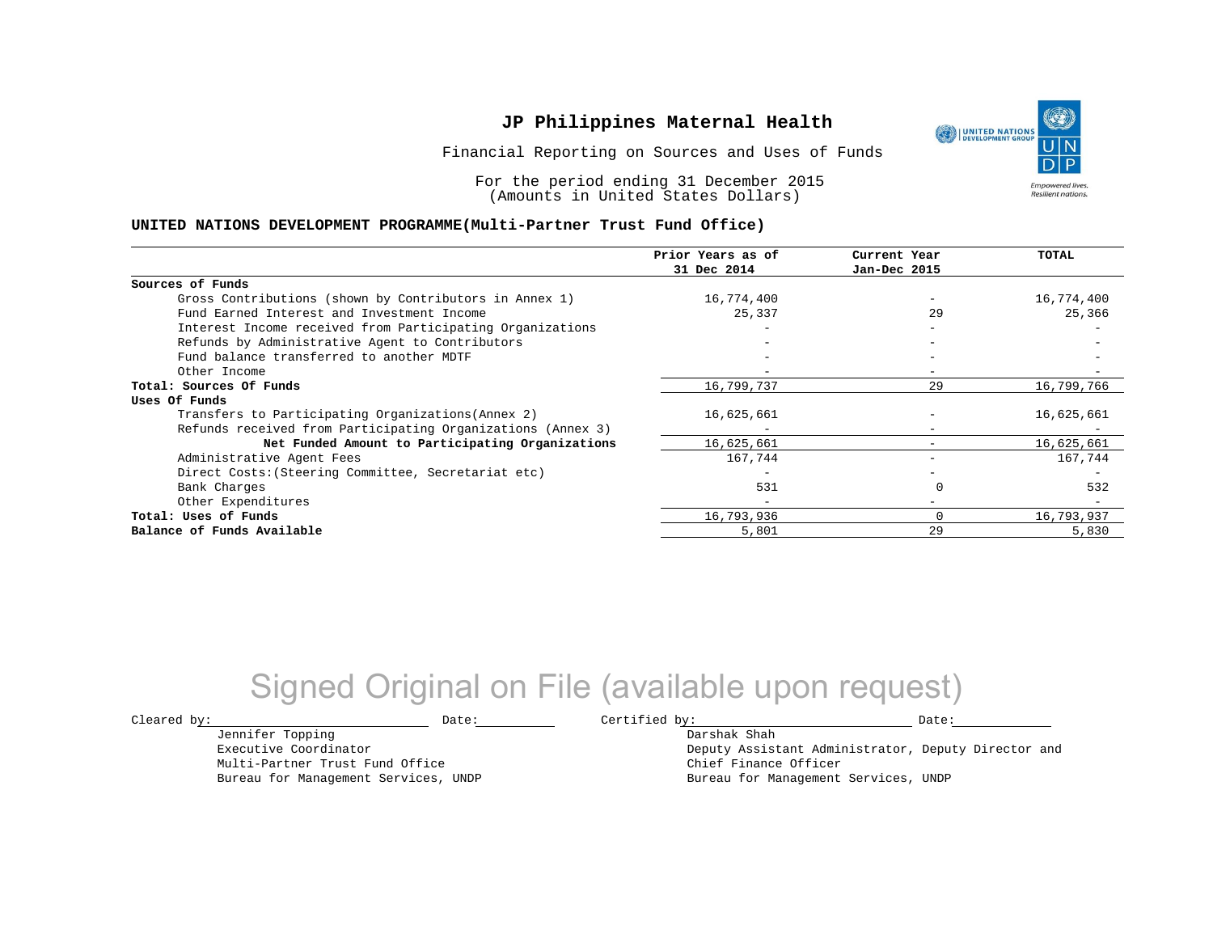# JP Philippines Maternal Health

Financial Reporting on Sources and Uses of Funds

For the period ending 31 December 2015
(Amounts in United States Dollars)

**UNITED NATIONS DEVELOPMENT PROGRAMME(Multi-Partner Trust Fund Office)**

| | Prior Years as of 31 Dec 2014 | Current Year Jan-Dec 2015 | TOTAL |
|---|---|---|---|
| **Sources of Funds** | | | |
| Gross Contributions (shown by Contributors in Annex 1) | 16,774,400 | - | 16,774,400 |
| Fund Earned Interest and Investment Income | 25,337 | 29 | 25,366 |
| Interest Income received from Participating Organizations | - | - | - |
| Refunds by Administrative Agent to Contributors | - | - | - |
| Fund balance transferred to another MDTF | - | - | - |
| Other Income | - | - | - |
| **Total: Sources Of Funds** | 16,799,737 | 29 | 16,799,766 |
| **Uses Of Funds** | | | |
| Transfers to Participating Organizations(Annex 2) | 16,625,661 | - | 16,625,661 |
| Refunds received from Participating Organizations (Annex 3) | - | - | - |
| **Net Funded Amount to Participating Organizations** | 16,625,661 | - | 16,625,661 |
| Administrative Agent Fees | 167,744 | - | 167,744 |
| Direct Costs:(Steering Committee, Secretariat etc) | - | - | - |
| Bank Charges | 531 | 0 | 532 |
| Other Expenditures | - | - | - |
| **Total: Uses of Funds** | 16,793,936 | 0 | 16,793,937 |
| **Balance of Funds Available** | 5,801 | 29 | 5,830 |

Signed Original on File (available upon request)

Cleared by: ____________________ Date: __________

Jennifer Topping
Executive Coordinator
Multi-Partner Trust Fund Office
Bureau for Management Services, UNDP

Certified by: ____________________ Date: __________

Darshak Shah
Deputy Assistant Administrator, Deputy Director and
Chief Finance Officer
Bureau for Management Services, UNDP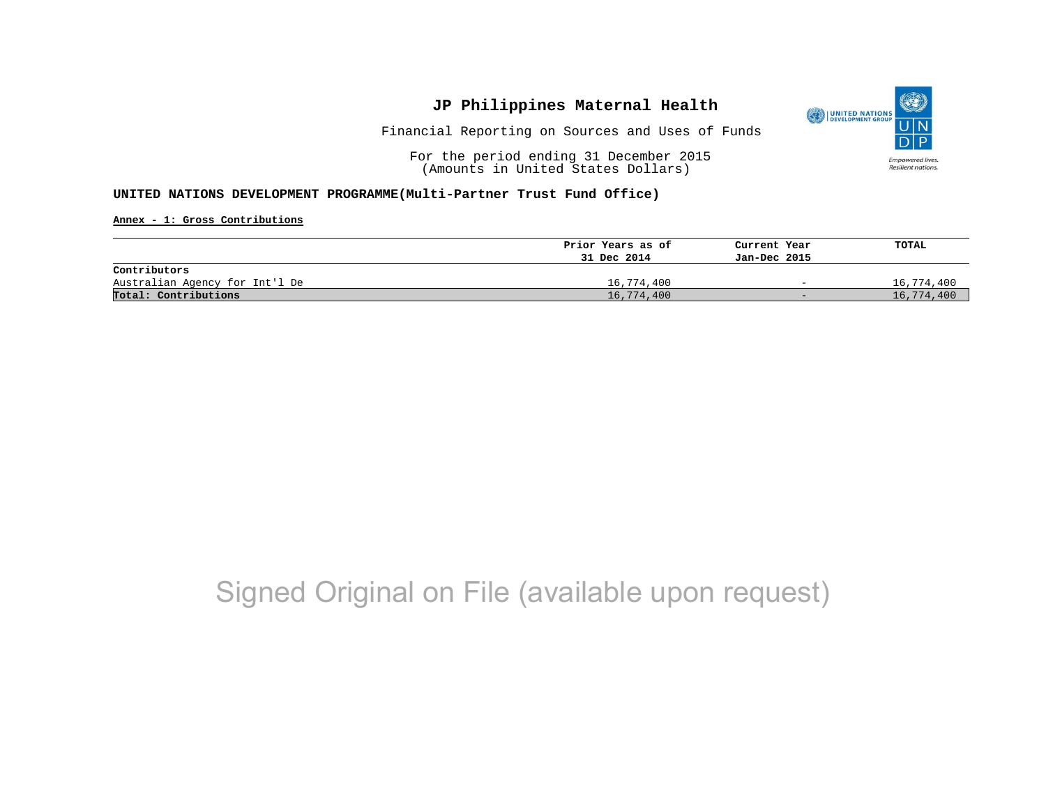# JP Philippines Maternal Health

Financial Reporting on Sources and Uses of Funds

For the period ending 31 December 2015
(Amounts in United States Dollars)

**UNITED NATIONS DEVELOPMENT PROGRAMME(Multi-Partner Trust Fund Office)**

**Annex - 1: Gross Contributions**

| | Prior Years as of 31 Dec 2014 | Current Year Jan-Dec 2015 | TOTAL |
|---|---|---|---|
| **Contributors** | | | |
| Australian Agency for Int'l De | 16,774,400 | - | 16,774,400 |
| **Total: Contributions** | 16,774,400 | - | 16,774,400 |

Signed Original on File (available upon request)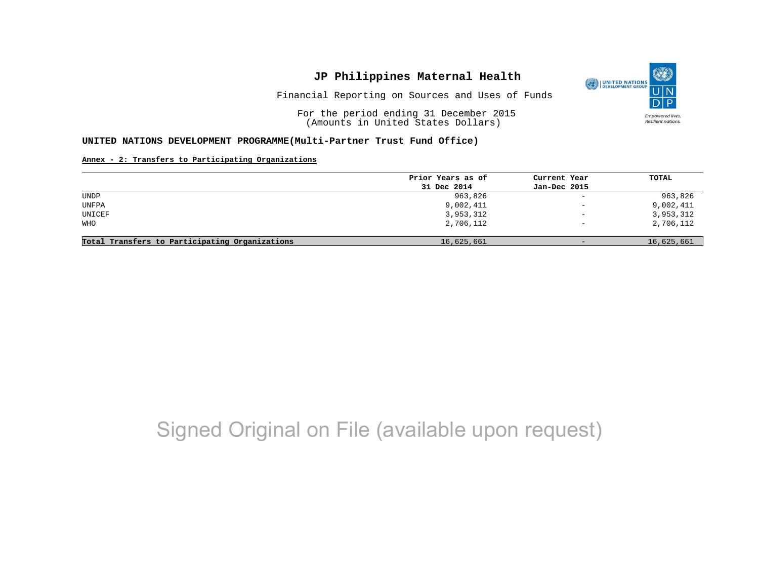# JP Philippines Maternal Health

Financial Reporting on Sources and Uses of Funds

For the period ending 31 December 2015
(Amounts in United States Dollars)

**UNITED NATIONS DEVELOPMENT PROGRAMME(Multi-Partner Trust Fund Office)**

**Annex - 2: Transfers to Participating Organizations**

| | Prior Years as of 31 Dec 2014 | Current Year Jan-Dec 2015 | TOTAL |
|---|---|---|---|
| UNDP | 963,826 | - | 963,826 |
| UNFPA | 9,002,411 | - | 9,002,411 |
| UNICEF | 3,953,312 | - | 3,953,312 |
| WHO | 2,706,112 | - | 2,706,112 |
| **Total Transfers to Participating Organizations** | 16,625,661 | - | 16,625,661 |

Signed Original on File (available upon request)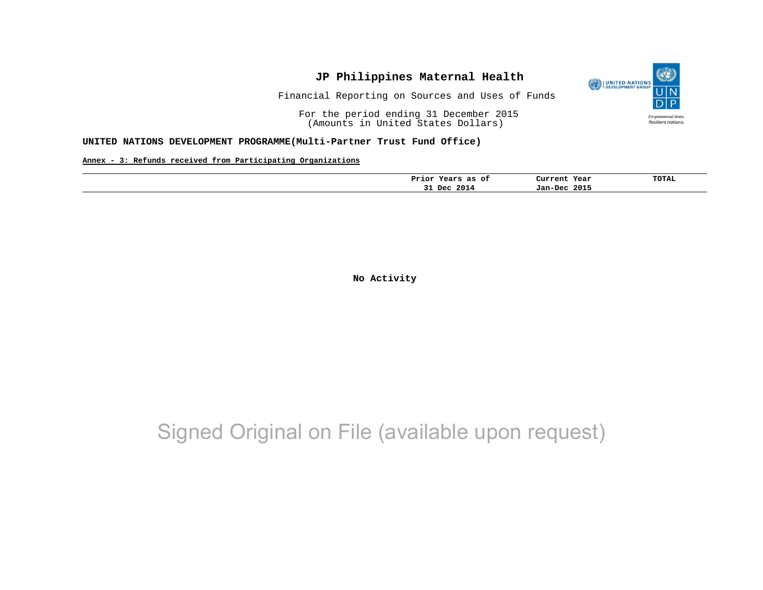# JP Philippines Maternal Health

Financial Reporting on Sources and Uses of Funds

For the period ending 31 December 2015
(Amounts in United States Dollars)

**UNITED NATIONS DEVELOPMENT PROGRAMME(Multi-Partner Trust Fund Office)**

**Annex - 3: Refunds received from Participating Organizations**

| | Prior Years as of 31 Dec 2014 | Current Year Jan-Dec 2015 | TOTAL |
|---|---|---|---|

**No Activity**

Signed Original on File (available upon request)